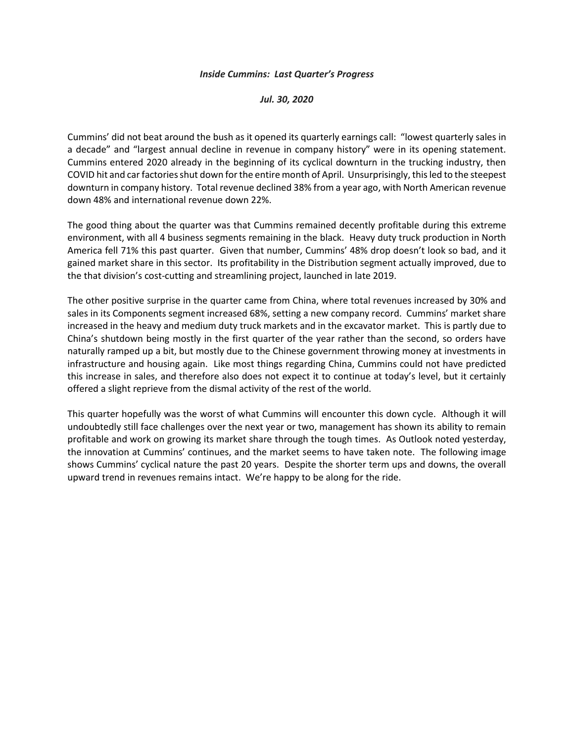***Inside Cummins: Last Quarter's Progress***

***Jul. 30, 2020***

Cummins' did not beat around the bush as it opened its quarterly earnings call: "lowest quarterly sales in a decade" and "largest annual decline in revenue in company history" were in its opening statement. Cummins entered 2020 already in the beginning of its cyclical downturn in the trucking industry, then COVID hit and car factories shut down for the entire month of April. Unsurprisingly, this led to the steepest downturn in company history. Total revenue declined 38% from a year ago, with North American revenue down 48% and international revenue down 22%.

The good thing about the quarter was that Cummins remained decently profitable during this extreme environment, with all 4 business segments remaining in the black. Heavy duty truck production in North America fell 71% this past quarter. Given that number, Cummins' 48% drop doesn't look so bad, and it gained market share in this sector. Its profitability in the Distribution segment actually improved, due to the that division's cost-cutting and streamlining project, launched in late 2019.

The other positive surprise in the quarter came from China, where total revenues increased by 30% and sales in its Components segment increased 68%, setting a new company record. Cummins' market share increased in the heavy and medium duty truck markets and in the excavator market. This is partly due to China's shutdown being mostly in the first quarter of the year rather than the second, so orders have naturally ramped up a bit, but mostly due to the Chinese government throwing money at investments in infrastructure and housing again. Like most things regarding China, Cummins could not have predicted this increase in sales, and therefore also does not expect it to continue at today's level, but it certainly offered a slight reprieve from the dismal activity of the rest of the world.

This quarter hopefully was the worst of what Cummins will encounter this down cycle. Although it will undoubtedly still face challenges over the next year or two, management has shown its ability to remain profitable and work on growing its market share through the tough times. As Outlook noted yesterday, the innovation at Cummins' continues, and the market seems to have taken note. The following image shows Cummins' cyclical nature the past 20 years. Despite the shorter term ups and downs, the overall upward trend in revenues remains intact. We're happy to be along for the ride.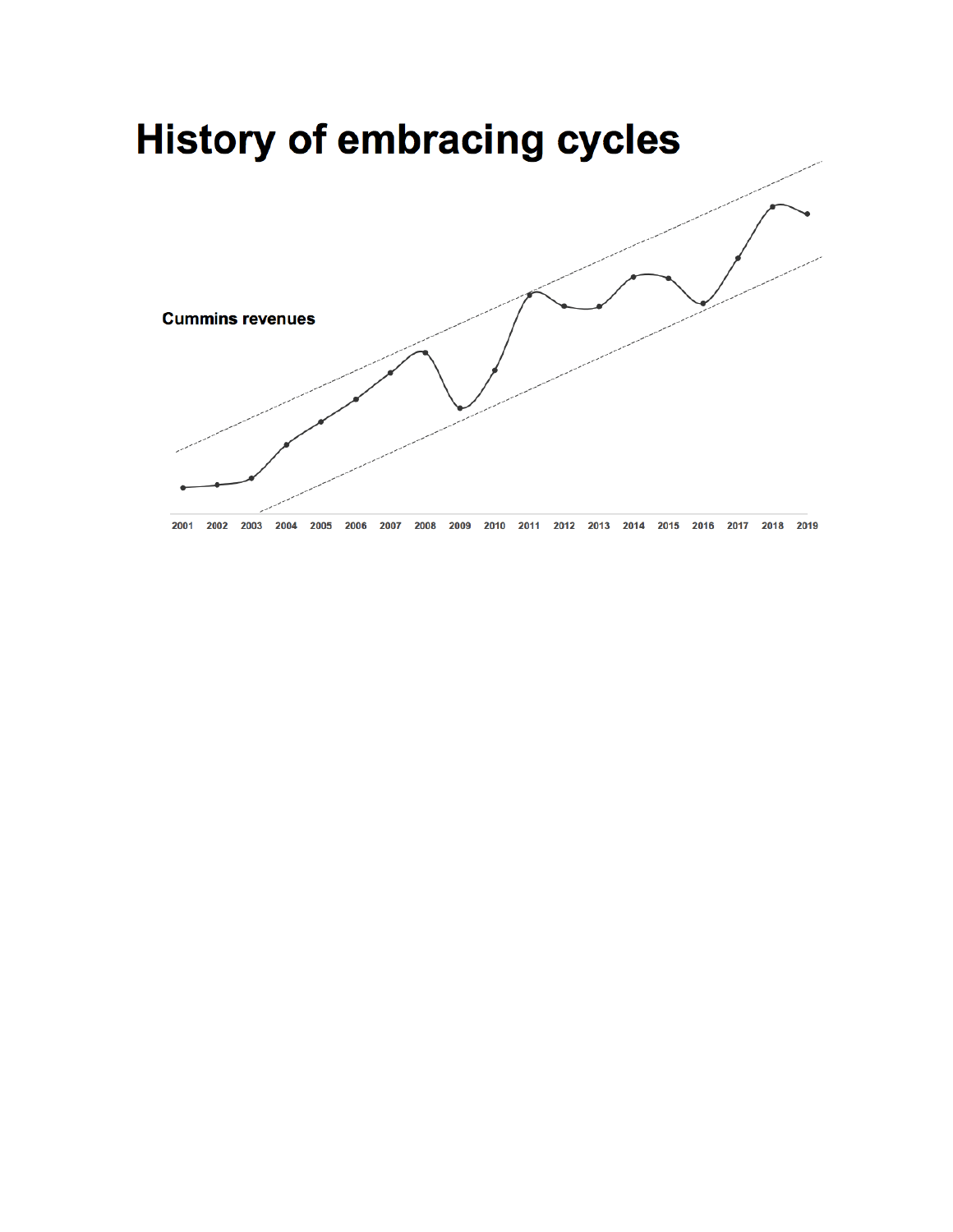# History of embracing cycles

Cummins revenues

2001 2002 2003 2004 2005 2006 2007 2008 2009 2010 2011 2012 2013 2014 2015 2016 2017 2018 2019